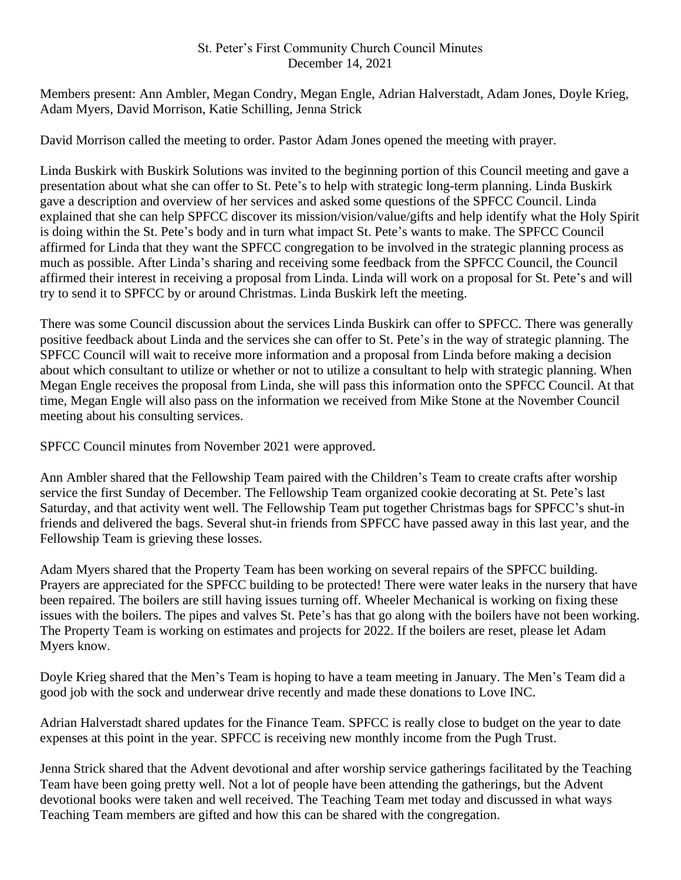# St. Peter's First Community Church Council Minutes
December 14, 2021

Members present: Ann Ambler, Megan Condry, Megan Engle, Adrian Halverstadt, Adam Jones, Doyle Krieg, Adam Myers, David Morrison, Katie Schilling, Jenna Strick

David Morrison called the meeting to order. Pastor Adam Jones opened the meeting with prayer.

Linda Buskirk with Buskirk Solutions was invited to the beginning portion of this Council meeting and gave a presentation about what she can offer to St. Pete's to help with strategic long-term planning. Linda Buskirk gave a description and overview of her services and asked some questions of the SPFCC Council. Linda explained that she can help SPFCC discover its mission/vision/value/gifts and help identify what the Holy Spirit is doing within the St. Pete's body and in turn what impact St. Pete's wants to make. The SPFCC Council affirmed for Linda that they want the SPFCC congregation to be involved in the strategic planning process as much as possible. After Linda's sharing and receiving some feedback from the SPFCC Council, the Council affirmed their interest in receiving a proposal from Linda. Linda will work on a proposal for St. Pete's and will try to send it to SPFCC by or around Christmas. Linda Buskirk left the meeting.

There was some Council discussion about the services Linda Buskirk can offer to SPFCC. There was generally positive feedback about Linda and the services she can offer to St. Pete's in the way of strategic planning. The SPFCC Council will wait to receive more information and a proposal from Linda before making a decision about which consultant to utilize or whether or not to utilize a consultant to help with strategic planning. When Megan Engle receives the proposal from Linda, she will pass this information onto the SPFCC Council. At that time, Megan Engle will also pass on the information we received from Mike Stone at the November Council meeting about his consulting services.

SPFCC Council minutes from November 2021 were approved.

Ann Ambler shared that the Fellowship Team paired with the Children's Team to create crafts after worship service the first Sunday of December. The Fellowship Team organized cookie decorating at St. Pete's last Saturday, and that activity went well. The Fellowship Team put together Christmas bags for SPFCC's shut-in friends and delivered the bags. Several shut-in friends from SPFCC have passed away in this last year, and the Fellowship Team is grieving these losses.

Adam Myers shared that the Property Team has been working on several repairs of the SPFCC building. Prayers are appreciated for the SPFCC building to be protected! There were water leaks in the nursery that have been repaired. The boilers are still having issues turning off. Wheeler Mechanical is working on fixing these issues with the boilers. The pipes and valves St. Pete's has that go along with the boilers have not been working. The Property Team is working on estimates and projects for 2022. If the boilers are reset, please let Adam Myers know.

Doyle Krieg shared that the Men's Team is hoping to have a team meeting in January. The Men's Team did a good job with the sock and underwear drive recently and made these donations to Love INC.

Adrian Halverstadt shared updates for the Finance Team. SPFCC is really close to budget on the year to date expenses at this point in the year. SPFCC is receiving new monthly income from the Pugh Trust.

Jenna Strick shared that the Advent devotional and after worship service gatherings facilitated by the Teaching Team have been going pretty well. Not a lot of people have been attending the gatherings, but the Advent devotional books were taken and well received. The Teaching Team met today and discussed in what ways Teaching Team members are gifted and how this can be shared with the congregation.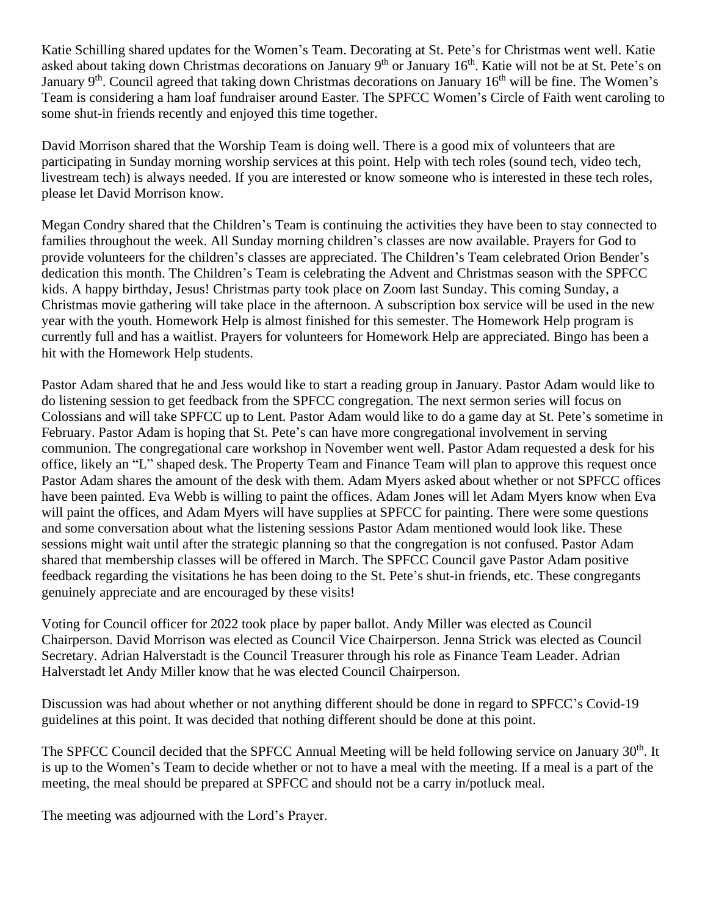Katie Schilling shared updates for the Women's Team. Decorating at St. Pete's for Christmas went well. Katie asked about taking down Christmas decorations on January 9th or January 16th. Katie will not be at St. Pete's on January 9th. Council agreed that taking down Christmas decorations on January 16th will be fine. The Women's Team is considering a ham loaf fundraiser around Easter. The SPFCC Women's Circle of Faith went caroling to some shut-in friends recently and enjoyed this time together.

David Morrison shared that the Worship Team is doing well. There is a good mix of volunteers that are participating in Sunday morning worship services at this point. Help with tech roles (sound tech, video tech, livestream tech) is always needed. If you are interested or know someone who is interested in these tech roles, please let David Morrison know.

Megan Condry shared that the Children's Team is continuing the activities they have been to stay connected to families throughout the week. All Sunday morning children's classes are now available. Prayers for God to provide volunteers for the children's classes are appreciated. The Children's Team celebrated Orion Bender's dedication this month. The Children's Team is celebrating the Advent and Christmas season with the SPFCC kids. A happy birthday, Jesus! Christmas party took place on Zoom last Sunday. This coming Sunday, a Christmas movie gathering will take place in the afternoon. A subscription box service will be used in the new year with the youth. Homework Help is almost finished for this semester. The Homework Help program is currently full and has a waitlist. Prayers for volunteers for Homework Help are appreciated. Bingo has been a hit with the Homework Help students.

Pastor Adam shared that he and Jess would like to start a reading group in January. Pastor Adam would like to do listening session to get feedback from the SPFCC congregation. The next sermon series will focus on Colossians and will take SPFCC up to Lent. Pastor Adam would like to do a game day at St. Pete's sometime in February. Pastor Adam is hoping that St. Pete's can have more congregational involvement in serving communion. The congregational care workshop in November went well. Pastor Adam requested a desk for his office, likely an "L" shaped desk. The Property Team and Finance Team will plan to approve this request once Pastor Adam shares the amount of the desk with them. Adam Myers asked about whether or not SPFCC offices have been painted. Eva Webb is willing to paint the offices. Adam Jones will let Adam Myers know when Eva will paint the offices, and Adam Myers will have supplies at SPFCC for painting. There were some questions and some conversation about what the listening sessions Pastor Adam mentioned would look like. These sessions might wait until after the strategic planning so that the congregation is not confused. Pastor Adam shared that membership classes will be offered in March. The SPFCC Council gave Pastor Adam positive feedback regarding the visitations he has been doing to the St. Pete's shut-in friends, etc. These congregants genuinely appreciate and are encouraged by these visits!

Voting for Council officer for 2022 took place by paper ballot. Andy Miller was elected as Council Chairperson. David Morrison was elected as Council Vice Chairperson. Jenna Strick was elected as Council Secretary. Adrian Halverstadt is the Council Treasurer through his role as Finance Team Leader. Adrian Halverstadt let Andy Miller know that he was elected Council Chairperson.

Discussion was had about whether or not anything different should be done in regard to SPFCC's Covid-19 guidelines at this point. It was decided that nothing different should be done at this point.

The SPFCC Council decided that the SPFCC Annual Meeting will be held following service on January 30th. It is up to the Women's Team to decide whether or not to have a meal with the meeting. If a meal is a part of the meeting, the meal should be prepared at SPFCC and should not be a carry in/potluck meal.

The meeting was adjourned with the Lord's Prayer.